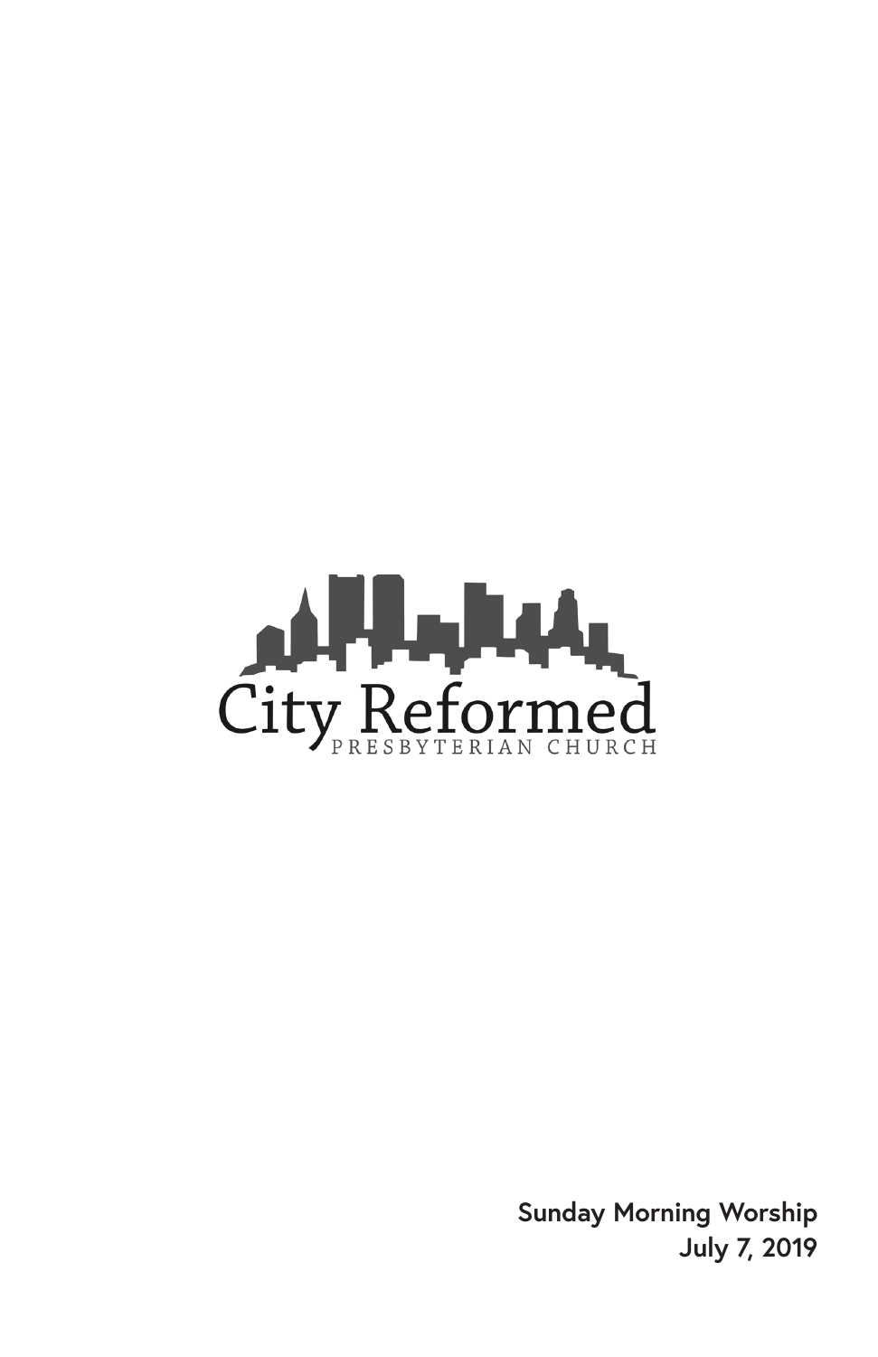City Reformed

PRESBYTERIAN CHURCH

**Sunday Morning Worship**
**July 7, 2019**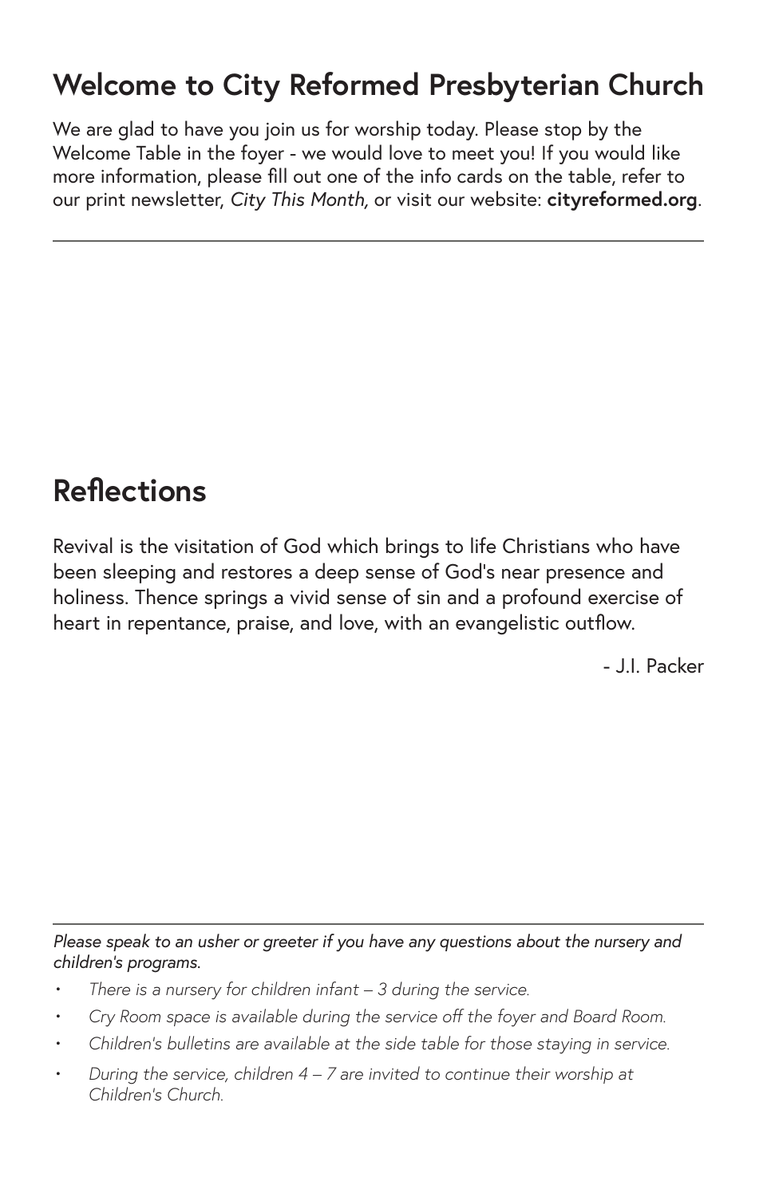## Welcome to City Reformed Presbyterian Church

We are glad to have you join us for worship today. Please stop by the Welcome Table in the foyer - we would love to meet you! If you would like more information, please fill out one of the info cards on the table, refer to our print newsletter, *City This Month,* or visit our website: **cityreformed.org**.

---

## Reflections

Revival is the visitation of God which brings to life Christians who have been sleeping and restores a deep sense of God's near presence and holiness. Thence springs a vivid sense of sin and a profound exercise of heart in repentance, praise, and love, with an evangelistic outflow.

- J.I. Packer

---

*Please speak to an usher or greeter if you have any questions about the nursery and children's programs.*

- *There is a nursery for children infant – 3 during the service.*
- *Cry Room space is available during the service off the foyer and Board Room.*
- *Children's bulletins are available at the side table for those staying in service.*
- *During the service, children 4 – 7 are invited to continue their worship at Children's Church.*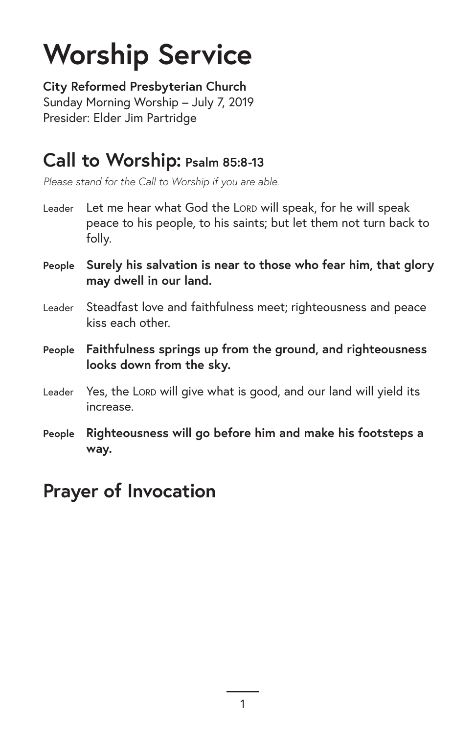# Worship Service

**City Reformed Presbyterian Church**
Sunday Morning Worship – July 7, 2019
Presider: Elder Jim Partridge

## Call to Worship: Psalm 85:8-13

*Please stand for the Call to Worship if you are able.*

Leader Let me hear what God the LORD will speak, for he will speak peace to his people, to his saints; but let them not turn back to folly.

**People Surely his salvation is near to those who fear him, that glory may dwell in our land.**

Leader Steadfast love and faithfulness meet; righteousness and peace kiss each other.

**People Faithfulness springs up from the ground, and righteousness looks down from the sky.**

Leader Yes, the LORD will give what is good, and our land will yield its increase.

**People Righteousness will go before him and make his footsteps a way.**

## Prayer of Invocation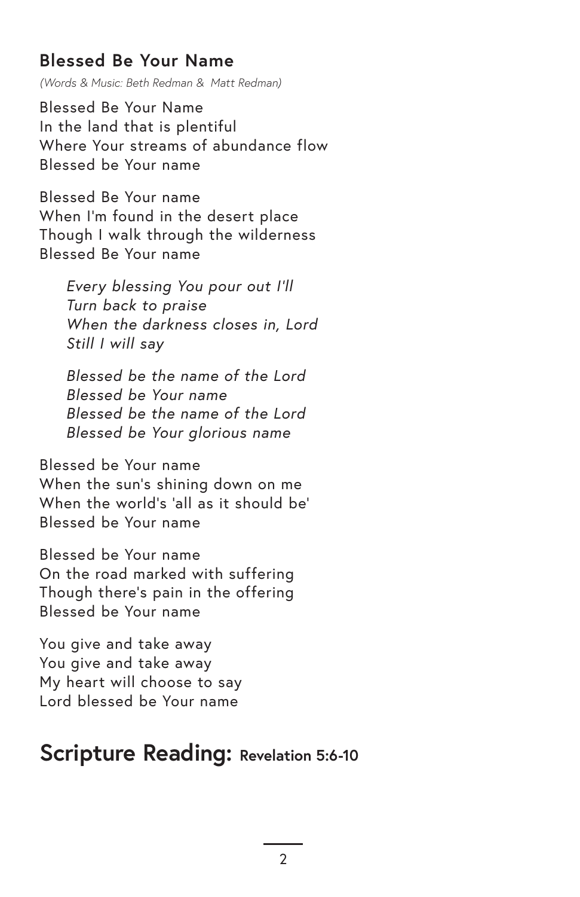### Blessed Be Your Name

*(Words & Music: Beth Redman & Matt Redman)*

Blessed Be Your Name
In the land that is plentiful
Where Your streams of abundance flow
Blessed be Your name

Blessed Be Your name
When I'm found in the desert place
Though I walk through the wilderness
Blessed Be Your name

> *Every blessing You pour out I'll*
> *Turn back to praise*
> *When the darkness closes in, Lord*
> *Still I will say*
>
> *Blessed be the name of the Lord*
> *Blessed be Your name*
> *Blessed be the name of the Lord*
> *Blessed be Your glorious name*

Blessed be Your name
When the sun's shining down on me
When the world's 'all as it should be'
Blessed be Your name

Blessed be Your name
On the road marked with suffering
Though there's pain in the offering
Blessed be Your name

You give and take away
You give and take away
My heart will choose to say
Lord blessed be Your name

## Scripture Reading: Revelation 5:6-10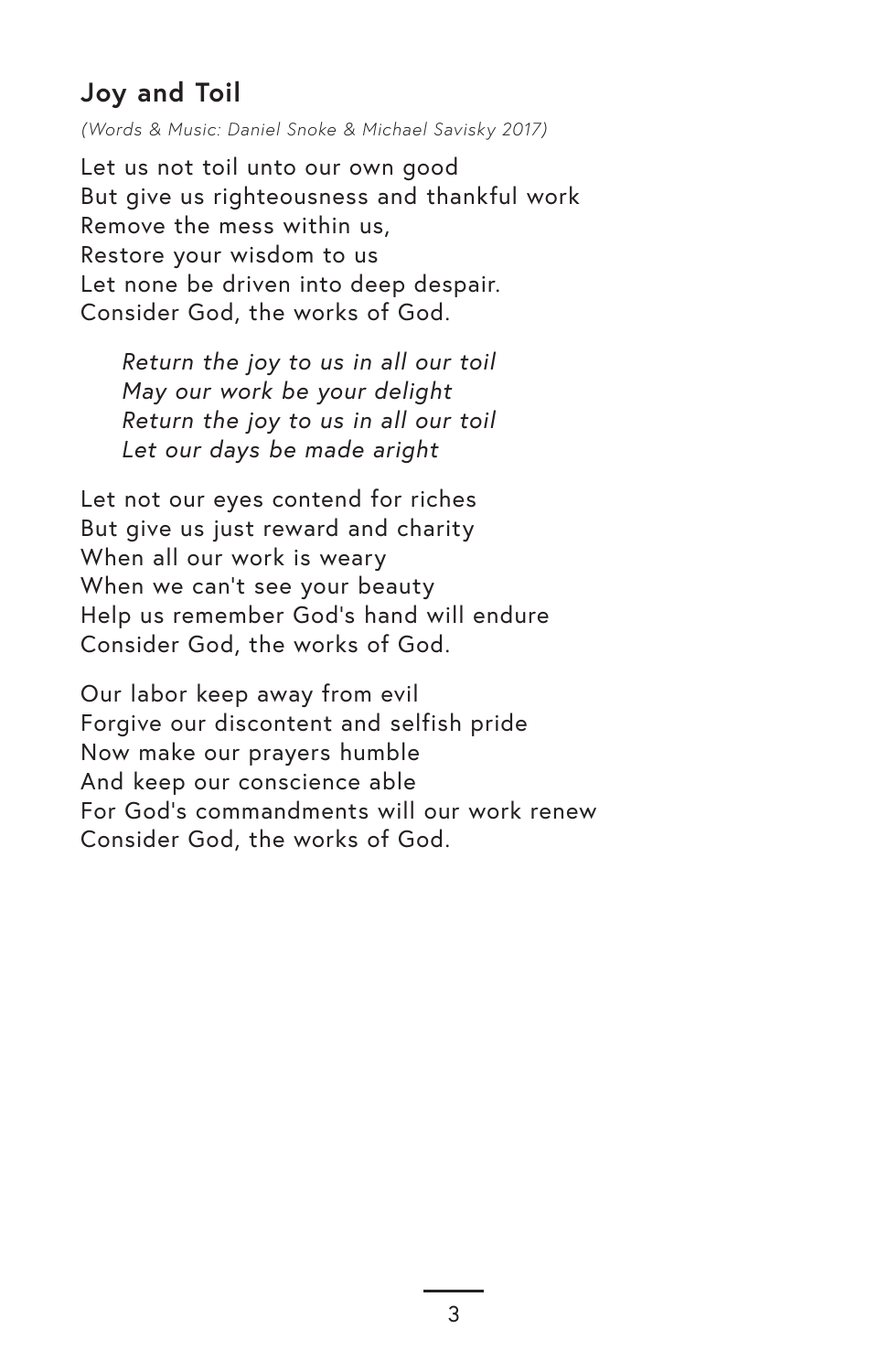## Joy and Toil

*(Words & Music: Daniel Snoke & Michael Savisky 2017)*

Let us not toil unto our own good
But give us righteousness and thankful work
Remove the mess within us,
Restore your wisdom to us
Let none be driven into deep despair.
Consider God, the works of God.

> *Return the joy to us in all our toil*
> *May our work be your delight*
> *Return the joy to us in all our toil*
> *Let our days be made aright*

Let not our eyes contend for riches
But give us just reward and charity
When all our work is weary
When we can't see your beauty
Help us remember God's hand will endure
Consider God, the works of God.

Our labor keep away from evil
Forgive our discontent and selfish pride
Now make our prayers humble
And keep our conscience able
For God's commandments will our work renew
Consider God, the works of God.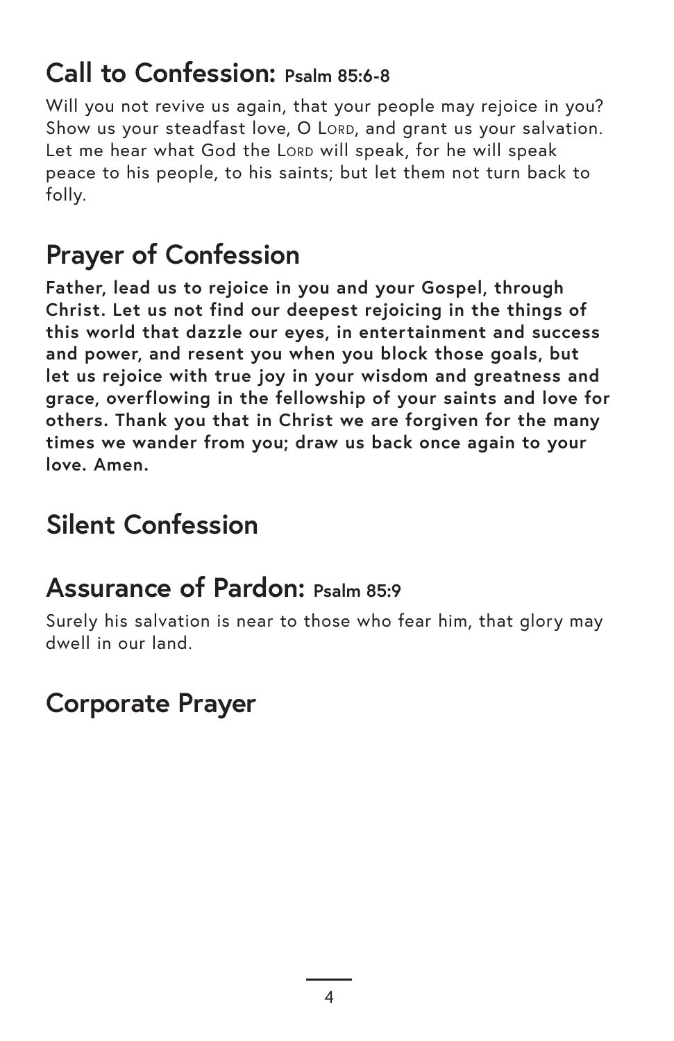## Call to Confession: Psalm 85:6-8

Will you not revive us again, that your people may rejoice in you? Show us your steadfast love, O Lord, and grant us your salvation. Let me hear what God the Lord will speak, for he will speak peace to his people, to his saints; but let them not turn back to folly.

## Prayer of Confession

**Father, lead us to rejoice in you and your Gospel, through Christ. Let us not find our deepest rejoicing in the things of this world that dazzle our eyes, in entertainment and success and power, and resent you when you block those goals, but let us rejoice with true joy in your wisdom and greatness and grace, overflowing in the fellowship of your saints and love for others. Thank you that in Christ we are forgiven for the many times we wander from you; draw us back once again to your love. Amen.**

## Silent Confession

## Assurance of Pardon: Psalm 85:9

Surely his salvation is near to those who fear him, that glory may dwell in our land.

## Corporate Prayer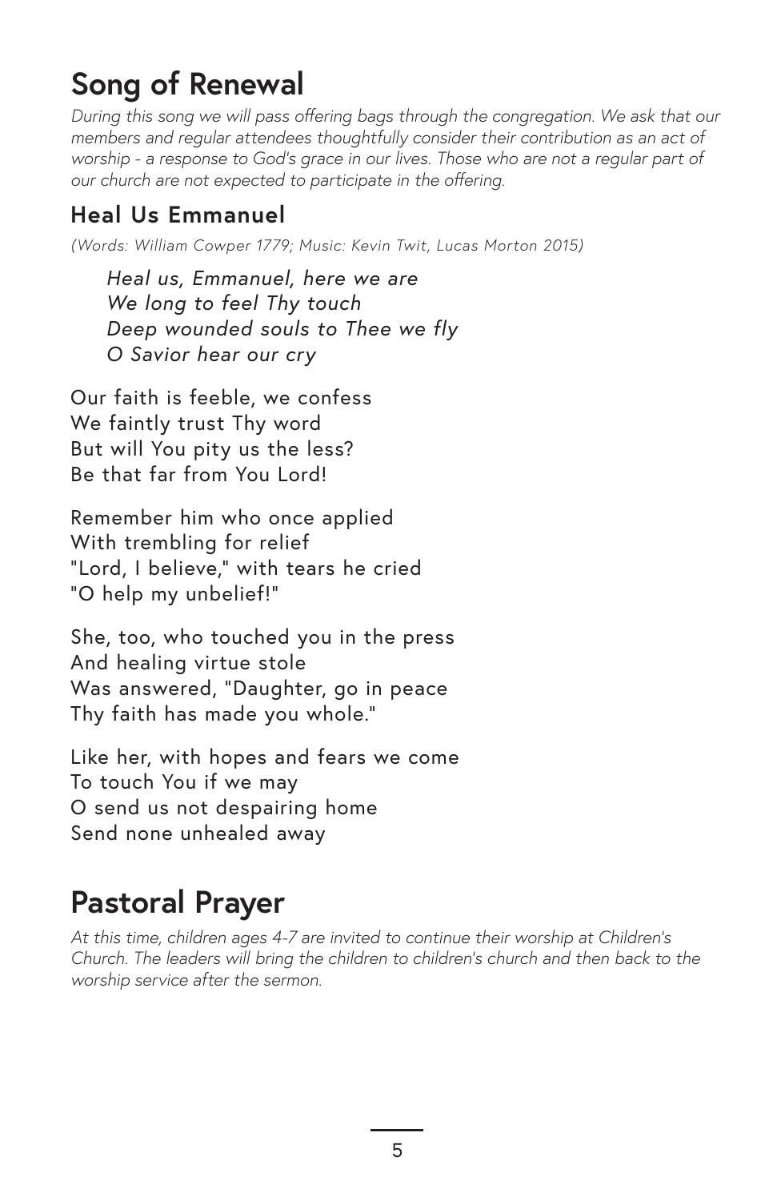# Song of Renewal

*During this song we will pass offering bags through the congregation. We ask that our members and regular attendees thoughtfully consider their contribution as an act of worship - a response to God's grace in our lives. Those who are not a regular part of our church are not expected to participate in the offering.*

## Heal Us Emmanuel

*(Words: William Cowper 1779; Music: Kevin Twit, Lucas Morton 2015)*

*Heal us, Emmanuel, here we are*
*We long to feel Thy touch*
*Deep wounded souls to Thee we fly*
*O Savior hear our cry*

Our faith is feeble, we confess
We faintly trust Thy word
But will You pity us the less?
Be that far from You Lord!

Remember him who once applied
With trembling for relief
"Lord, I believe," with tears he cried
"O help my unbelief!"

She, too, who touched you in the press
And healing virtue stole
Was answered, "Daughter, go in peace
Thy faith has made you whole."

Like her, with hopes and fears we come
To touch You if we may
O send us not despairing home
Send none unhealed away

# Pastoral Prayer

*At this time, children ages 4-7 are invited to continue their worship at Children's Church. The leaders will bring the children to children's church and then back to the worship service after the sermon.*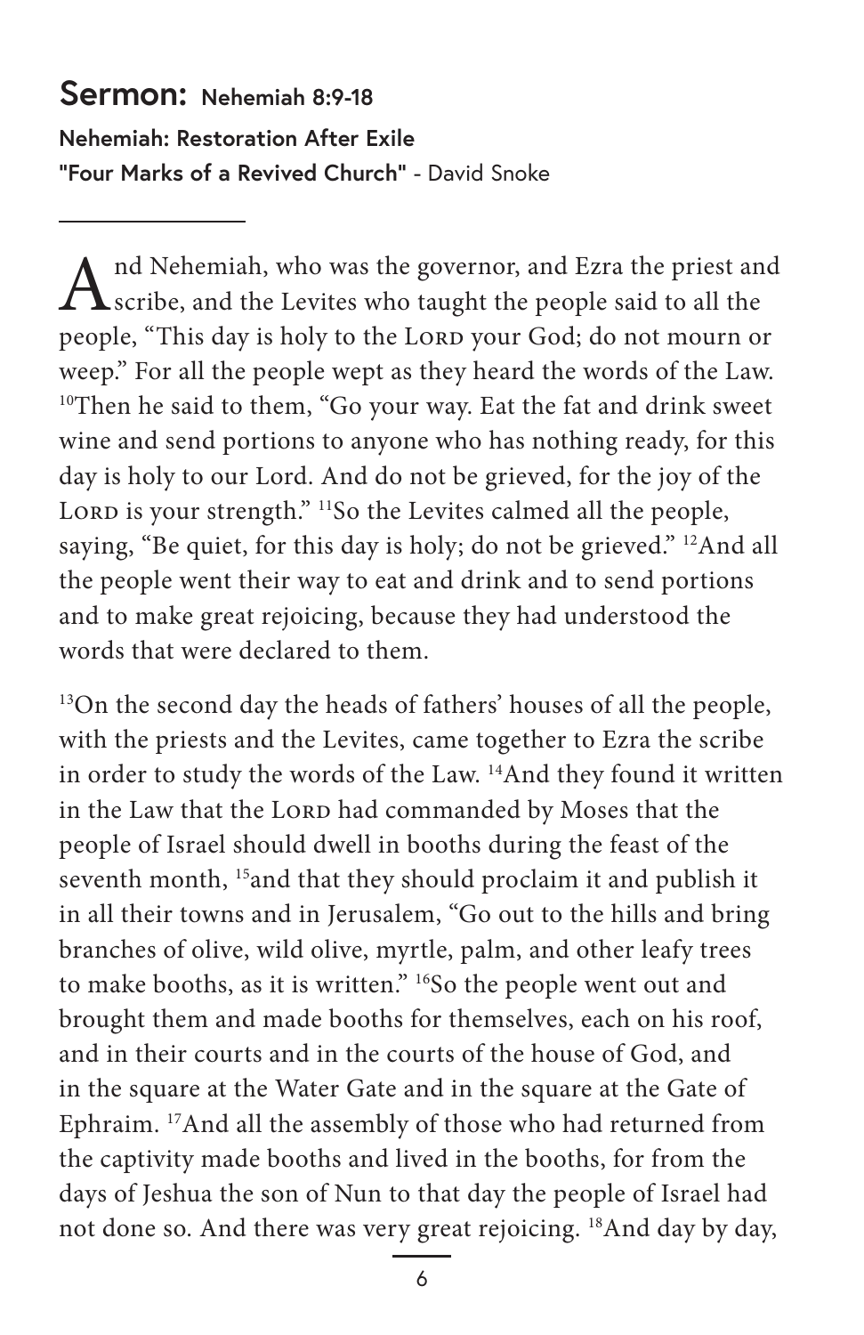## Sermon: Nehemiah 8:9-18

**Nehemiah: Restoration After Exile**
**"Four Marks of a Revived Church"** - David Snoke

---

And Nehemiah, who was the governor, and Ezra the priest and scribe, and the Levites who taught the people said to all the people, "This day is holy to the Lord your God; do not mourn or weep." For all the people wept as they heard the words of the Law. [10]Then he said to them, "Go your way. Eat the fat and drink sweet wine and send portions to anyone who has nothing ready, for this day is holy to our Lord. And do not be grieved, for the joy of the Lord is your strength." [11]So the Levites calmed all the people, saying, "Be quiet, for this day is holy; do not be grieved." [12]And all the people went their way to eat and drink and to send portions and to make great rejoicing, because they had understood the words that were declared to them.

[13]On the second day the heads of fathers' houses of all the people, with the priests and the Levites, came together to Ezra the scribe in order to study the words of the Law. [14]And they found it written in the Law that the Lord had commanded by Moses that the people of Israel should dwell in booths during the feast of the seventh month, [15]and that they should proclaim it and publish it in all their towns and in Jerusalem, "Go out to the hills and bring branches of olive, wild olive, myrtle, palm, and other leafy trees to make booths, as it is written." [16]So the people went out and brought them and made booths for themselves, each on his roof, and in their courts and in the courts of the house of God, and in the square at the Water Gate and in the square at the Gate of Ephraim. [17]And all the assembly of those who had returned from the captivity made booths and lived in the booths, for from the days of Jeshua the son of Nun to that day the people of Israel had not done so. And there was very great rejoicing. [18]And day by day,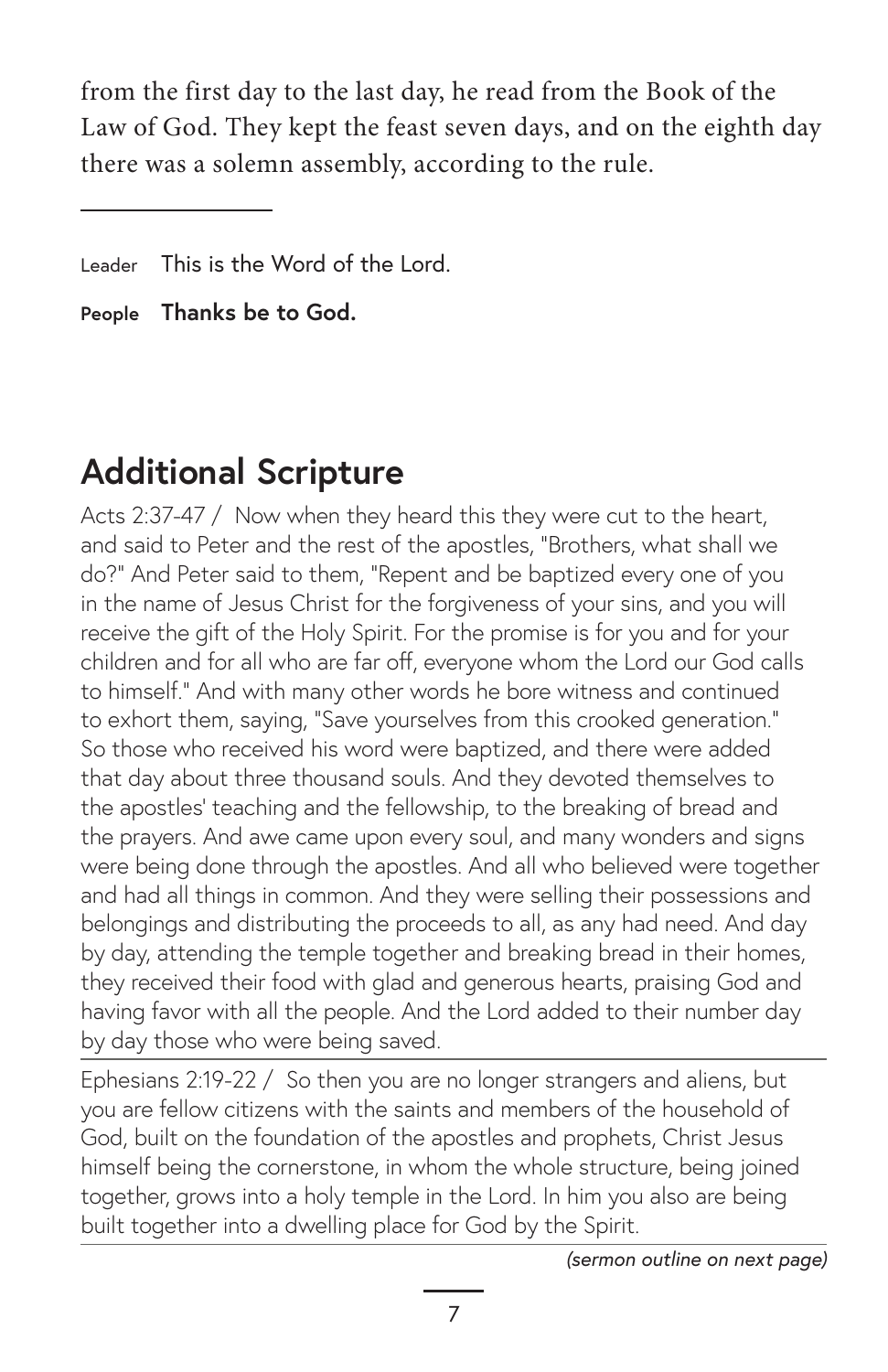from the first day to the last day, he read from the Book of the Law of God. They kept the feast seven days, and on the eighth day there was a solemn assembly, according to the rule.

---

Leader This is the Word of the Lord.

**People Thanks be to God.**

## Additional Scripture

Acts 2:37-47 / Now when they heard this they were cut to the heart, and said to Peter and the rest of the apostles, "Brothers, what shall we do?" And Peter said to them, "Repent and be baptized every one of you in the name of Jesus Christ for the forgiveness of your sins, and you will receive the gift of the Holy Spirit. For the promise is for you and for your children and for all who are far off, everyone whom the Lord our God calls to himself." And with many other words he bore witness and continued to exhort them, saying, "Save yourselves from this crooked generation." So those who received his word were baptized, and there were added that day about three thousand souls. And they devoted themselves to the apostles' teaching and the fellowship, to the breaking of bread and the prayers. And awe came upon every soul, and many wonders and signs were being done through the apostles. And all who believed were together and had all things in common. And they were selling their possessions and belongings and distributing the proceeds to all, as any had need. And day by day, attending the temple together and breaking bread in their homes, they received their food with glad and generous hearts, praising God and having favor with all the people. And the Lord added to their number day by day those who were being saved.

---

Ephesians 2:19-22 / So then you are no longer strangers and aliens, but you are fellow citizens with the saints and members of the household of God, built on the foundation of the apostles and prophets, Christ Jesus himself being the cornerstone, in whom the whole structure, being joined together, grows into a holy temple in the Lord. In him you also are being built together into a dwelling place for God by the Spirit.

---

*(sermon outline on next page)*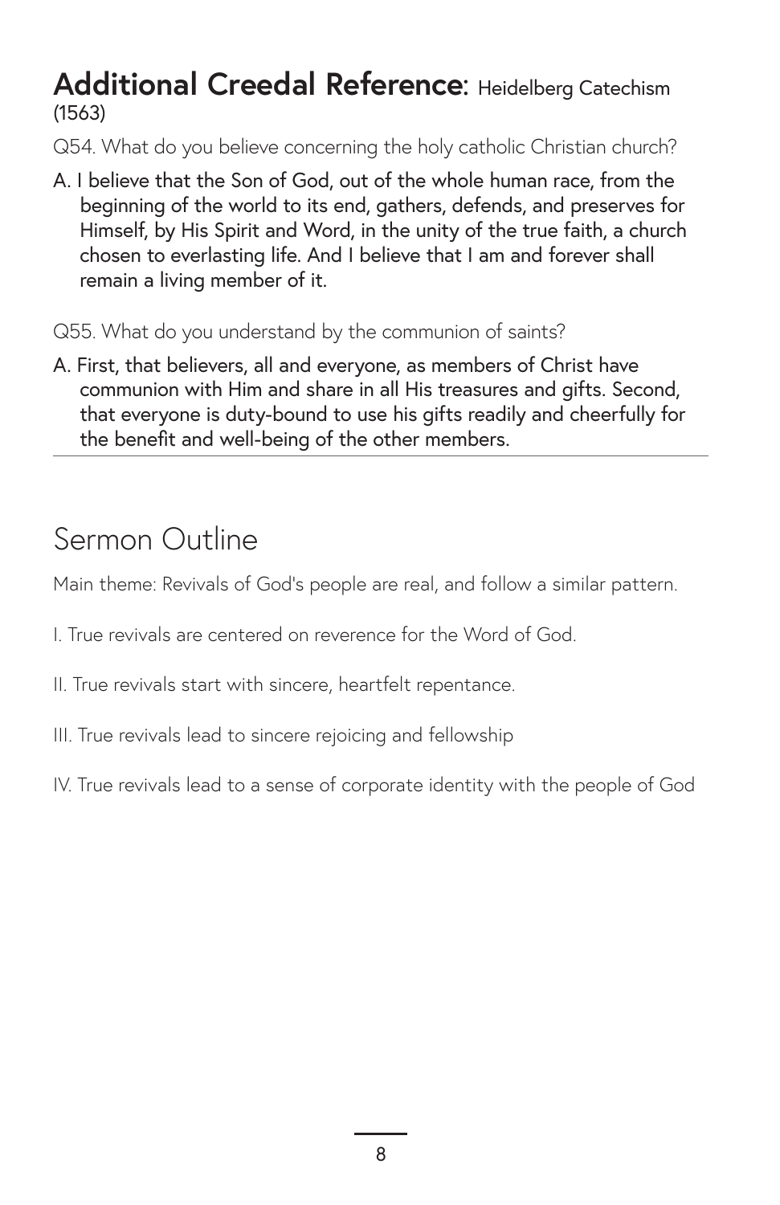## **Additional Creedal Reference**: Heidelberg Catechism (1563)

Q54. What do you believe concerning the holy catholic Christian church?

A. I believe that the Son of God, out of the whole human race, from the beginning of the world to its end, gathers, defends, and preserves for Himself, by His Spirit and Word, in the unity of the true faith, a church chosen to everlasting life. And I believe that I am and forever shall remain a living member of it.

Q55. What do you understand by the communion of saints?

A. First, that believers, all and everyone, as members of Christ have communion with Him and share in all His treasures and gifts. Second, that everyone is duty-bound to use his gifts readily and cheerfully for the benefit and well-being of the other members.

---

# Sermon Outline

Main theme: Revivals of God's people are real, and follow a similar pattern.

I. True revivals are centered on reverence for the Word of God.

II. True revivals start with sincere, heartfelt repentance.

III. True revivals lead to sincere rejoicing and fellowship

IV. True revivals lead to a sense of corporate identity with the people of God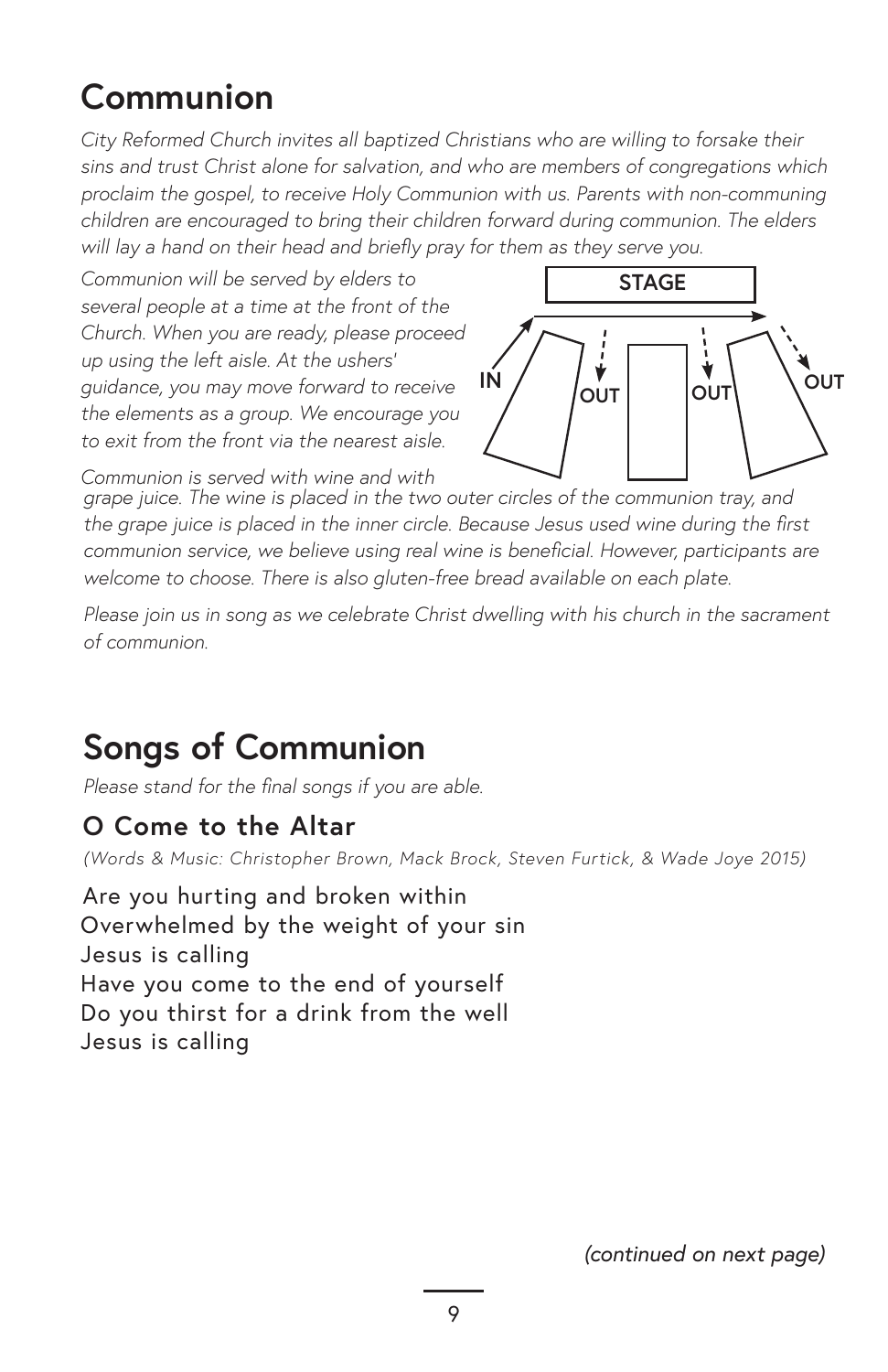# Communion

*City Reformed Church invites all baptized Christians who are willing to forsake their sins and trust Christ alone for salvation, and who are members of congregations which proclaim the gospel, to receive Holy Communion with us. Parents with non-communing children are encouraged to bring their children forward during communion. The elders will lay a hand on their head and briefly pray for them as they serve you.*

*Communion will be served by elders to several people at a time at the front of the Church. When you are ready, please proceed up using the left aisle. At the ushers' guidance, you may move forward to receive the elements as a group. We encourage you to exit from the front via the nearest aisle.*

STAGE
IN
OUT
OUT
OUT

*Communion is served with wine and with grape juice. The wine is placed in the two outer circles of the communion tray, and the grape juice is placed in the inner circle. Because Jesus used wine during the first communion service, we believe using real wine is beneficial. However, participants are welcome to choose. There is also gluten-free bread available on each plate.*

*Please join us in song as we celebrate Christ dwelling with his church in the sacrament of communion.*

# Songs of Communion

*Please stand for the final songs if you are able.*

## O Come to the Altar

*(Words & Music: Christopher Brown, Mack Brock, Steven Furtick, & Wade Joye 2015)*

Are you hurting and broken within
Overwhelmed by the weight of your sin
Jesus is calling
Have you come to the end of yourself
Do you thirst for a drink from the well
Jesus is calling

*(continued on next page)*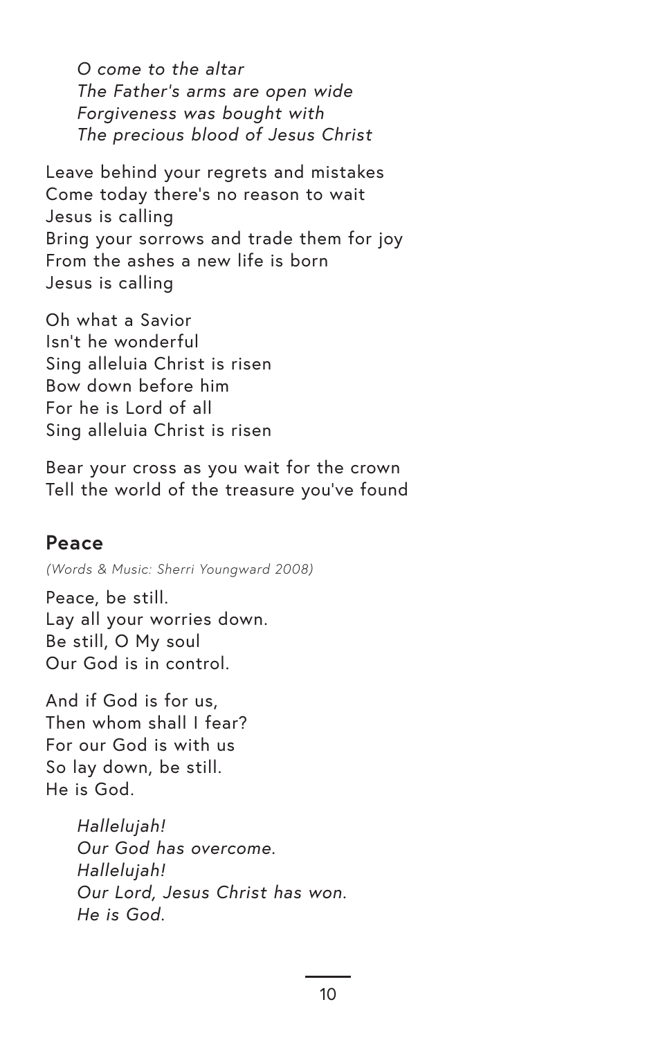*O come to the altar*
*The Father's arms are open wide*
*Forgiveness was bought with*
*The precious blood of Jesus Christ*

Leave behind your regrets and mistakes
Come today there's no reason to wait
Jesus is calling
Bring your sorrows and trade them for joy
From the ashes a new life is born
Jesus is calling

Oh what a Savior
Isn't he wonderful
Sing alleluia Christ is risen
Bow down before him
For he is Lord of all
Sing alleluia Christ is risen

Bear your cross as you wait for the crown
Tell the world of the treasure you've found

## Peace

*(Words & Music: Sherri Youngward 2008)*

Peace, be still.
Lay all your worries down.
Be still, O My soul
Our God is in control.

And if God is for us,
Then whom shall I fear?
For our God is with us
So lay down, be still.
He is God.

*Hallelujah!*
*Our God has overcome.*
*Hallelujah!*
*Our Lord, Jesus Christ has won.*
*He is God.*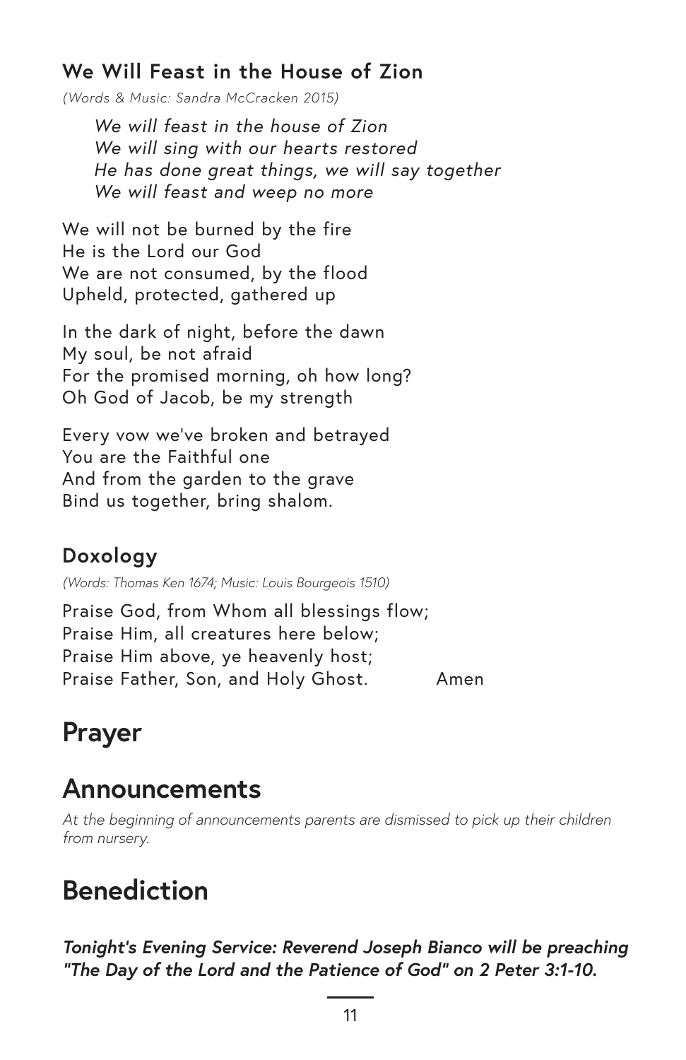### We Will Feast in the House of Zion

*(Words & Music: Sandra McCracken 2015)*

*We will feast in the house of Zion*
*We will sing with our hearts restored*
*He has done great things, we will say together*
*We will feast and weep no more*

We will not be burned by the fire
He is the Lord our God
We are not consumed, by the flood
Upheld, protected, gathered up

In the dark of night, before the dawn
My soul, be not afraid
For the promised morning, oh how long?
Oh God of Jacob, be my strength

Every vow we've broken and betrayed
You are the Faithful one
And from the garden to the grave
Bind us together, bring shalom.

### Doxology

*(Words: Thomas Ken 1674; Music: Louis Bourgeois 1510)*

Praise God, from Whom all blessings flow;
Praise Him, all creatures here below;
Praise Him above, ye heavenly host;
Praise Father, Son, and Holy Ghost. Amen

## Prayer

## Announcements

*At the beginning of announcements parents are dismissed to pick up their children from nursery.*

## Benediction

***Tonight's Evening Service: Reverend Joseph Bianco will be preaching "The Day of the Lord and the Patience of God" on 2 Peter 3:1-10.***